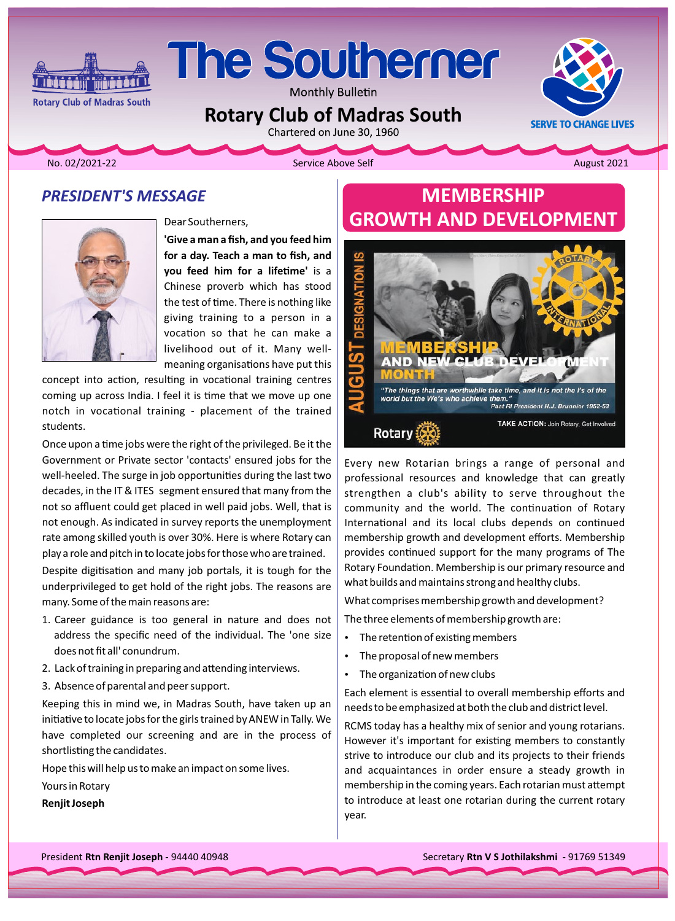# The Southerner

Monthly Bulletin

## Rotary Club of Madras South

Chartered on June 30, 1960

Rotary Club of Madras South

SERVE TO CHANGE LIVES

No. 02/2021-22 | Service Above Self | August 2021

## *PRESIDENT'S MESSAGE*

Dear Southerners,

**'Give a man a fish, and you feed him for a day. Teach a man to fish, and you feed him for a lifetime'** is a Chinese proverb which has stood the test of time. There is nothing like giving training to a person in a vocation so that he can make a livelihood out of it. Many well-meaning organisations have put this concept into action, resulting in vocational training centres coming up across India. I feel it is time that we move up one notch in vocational training - placement of the trained students.

Once upon a time jobs were the right of the privileged. Be it the Government or Private sector 'contacts' ensured jobs for the well-heeled. The surge in job opportunities during the last two decades, in the IT & ITES segment ensured that many from the not so affluent could get placed in well paid jobs. Well, that is not enough. As indicated in survey reports the unemployment rate among skilled youth is over 30%. Here is where Rotary can play a role and pitch in to locate jobs for those who are trained.

Despite digitisation and many job portals, it is tough for the underprivileged to get hold of the right jobs. The reasons are many. Some of the main reasons are:

1. Career guidance is too general in nature and does not address the specific need of the individual. The 'one size does not fit all' conundrum.
2. Lack of training in preparing and attending interviews.
3. Absence of parental and peer support.

Keeping this in mind we, in Madras South, have taken up an initiative to locate jobs for the girls trained by ANEW in Tally. We have completed our screening and are in the process of shortlisting the candidates.

Hope this will help us to make an impact on some lives.

Yours in Rotary

**Renjit Joseph**

## MEMBERSHIP GROWTH AND DEVELOPMENT

AUGUST DESIGNATION IS MEMBERSHIP AND NEW CLUB DEVELOPMENT MONTH

*"The things that are worthwhile take time, and it is not the I's of the world but the We's who achieve them."* Past RI President H.J. Brunnier 1952-53

TAKE ACTION: Join Rotary, Get Involved

Every new Rotarian brings a range of personal and professional resources and knowledge that can greatly strengthen a club's ability to serve throughout the community and the world. The continuation of Rotary International and its local clubs depends on continued membership growth and development efforts. Membership provides continued support for the many programs of The Rotary Foundation. Membership is our primary resource and what builds and maintains strong and healthy clubs.

What comprises membership growth and development?

The three elements of membership growth are:

- The retention of existing members
- The proposal of new members
- The organization of new clubs

Each element is essential to overall membership efforts and needs to be emphasized at both the club and district level.

RCMS today has a healthy mix of senior and young rotarians. However it's important for existing members to constantly strive to introduce our club and its projects to their friends and acquaintances in order ensure a steady growth in membership in the coming years. Each rotarian must attempt to introduce at least one rotarian during the current rotary year.

President **Rtn Renjit Joseph** - 94440 40948 | Secretary **Rtn V S Jothilakshmi** - 91769 51349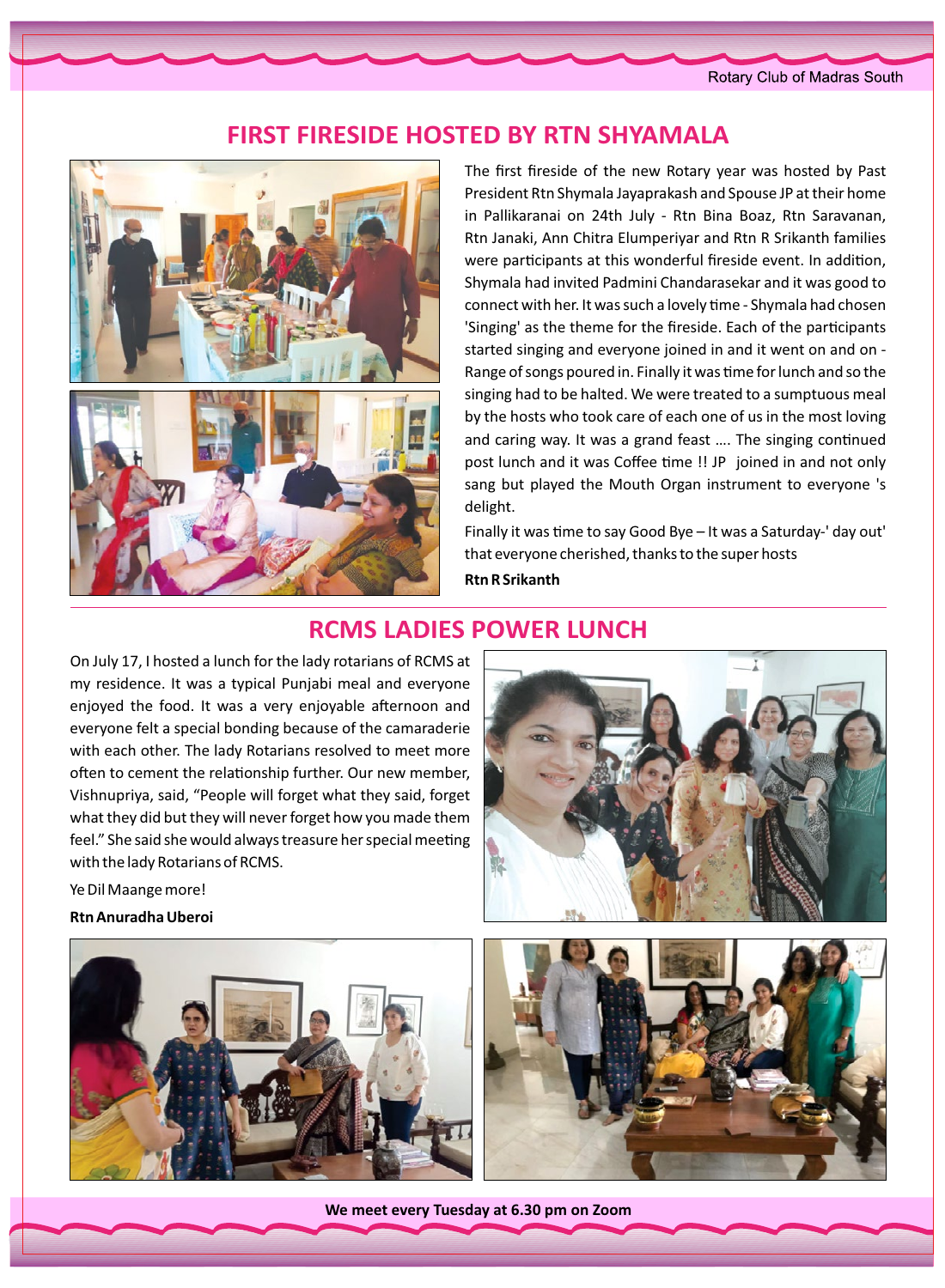## FIRST FIRESIDE HOSTED BY RTN SHYAMALA

The first fireside of the new Rotary year was hosted by Past President Rtn Shymala Jayaprakash and Spouse JP at their home in Pallikaranai on 24th July - Rtn Bina Boaz, Rtn Saravanan, Rtn Janaki, Ann Chitra Elumperiyar and Rtn R Srikanth families were participants at this wonderful fireside event. In addition, Shymala had invited Padmini Chandarasekar and it was good to connect with her. It was such a lovely time - Shymala had chosen 'Singing' as the theme for the fireside. Each of the participants started singing and everyone joined in and it went on and on - Range of songs poured in. Finally it was time for lunch and so the singing had to be halted. We were treated to a sumptuous meal by the hosts who took care of each one of us in the most loving and caring way. It was a grand feast .... The singing continued post lunch and it was Coffee time !! JP joined in and not only sang but played the Mouth Organ instrument to everyone 's delight.

Finally it was time to say Good Bye – It was a Saturday-' day out' that everyone cherished, thanks to the super hosts

**Rtn R Srikanth**

## RCMS LADIES POWER LUNCH

On July 17, I hosted a lunch for the lady rotarians of RCMS at my residence. It was a typical Punjabi meal and everyone enjoyed the food. It was a very enjoyable afternoon and everyone felt a special bonding because of the camaraderie with each other. The lady Rotarians resolved to meet more often to cement the relationship further. Our new member, Vishnupriya, said, "People will forget what they said, forget what they did but they will never forget how you made them feel." She said she would always treasure her special meeting with the lady Rotarians of RCMS.

Ye Dil Maange more!

**Rtn Anuradha Uberoi**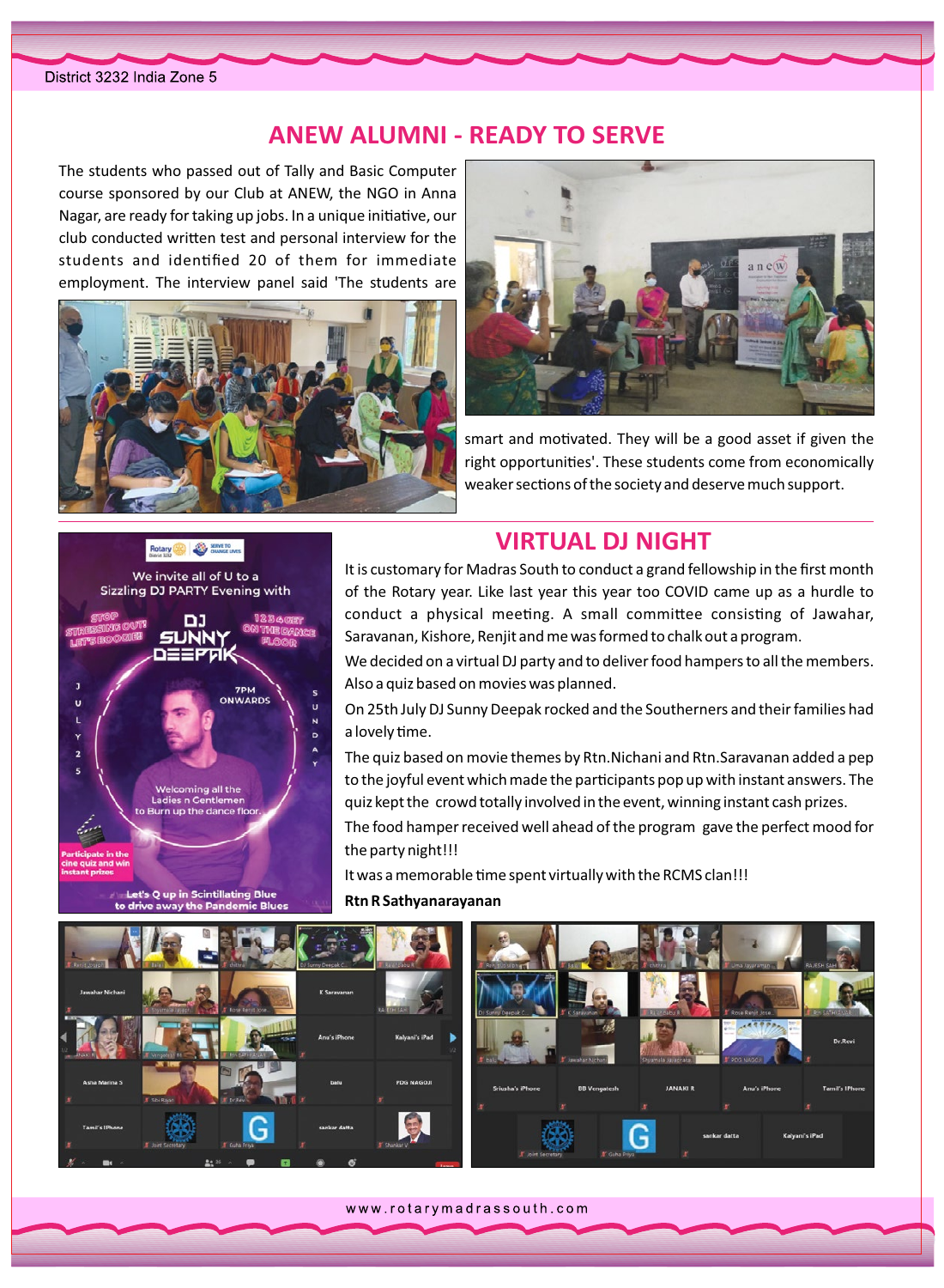## ANEW ALUMNI - READY TO SERVE

The students who passed out of Tally and Basic Computer course sponsored by our Club at ANEW, the NGO in Anna Nagar, are ready for taking up jobs. In a unique initiative, our club conducted written test and personal interview for the students and identified 20 of them for immediate employment. The interview panel said 'The students are smart and motivated. They will be a good asset if given the right opportunities'. These students come from economically weaker sections of the society and deserve much support.

## VIRTUAL DJ NIGHT

It is customary for Madras South to conduct a grand fellowship in the first month of the Rotary year. Like last year this year too COVID came up as a hurdle to conduct a physical meeting. A small committee consisting of Jawahar, Saravanan, Kishore, Renjit and me was formed to chalk out a program.

We decided on a virtual DJ party and to deliver food hampers to all the members. Also a quiz based on movies was planned.

On 25th July DJ Sunny Deepak rocked and the Southerners and their families had a lovely time.

The quiz based on movie themes by Rtn.Nichani and Rtn.Saravanan added a pep to the joyful event which made the participants pop up with instant answers. The quiz kept the crowd totally involved in the event, winning instant cash prizes.

The food hamper received well ahead of the program gave the perfect mood for the party night!!!

It was a memorable time spent virtually with the RCMS clan!!!

**Rtn R Sathyanarayanan**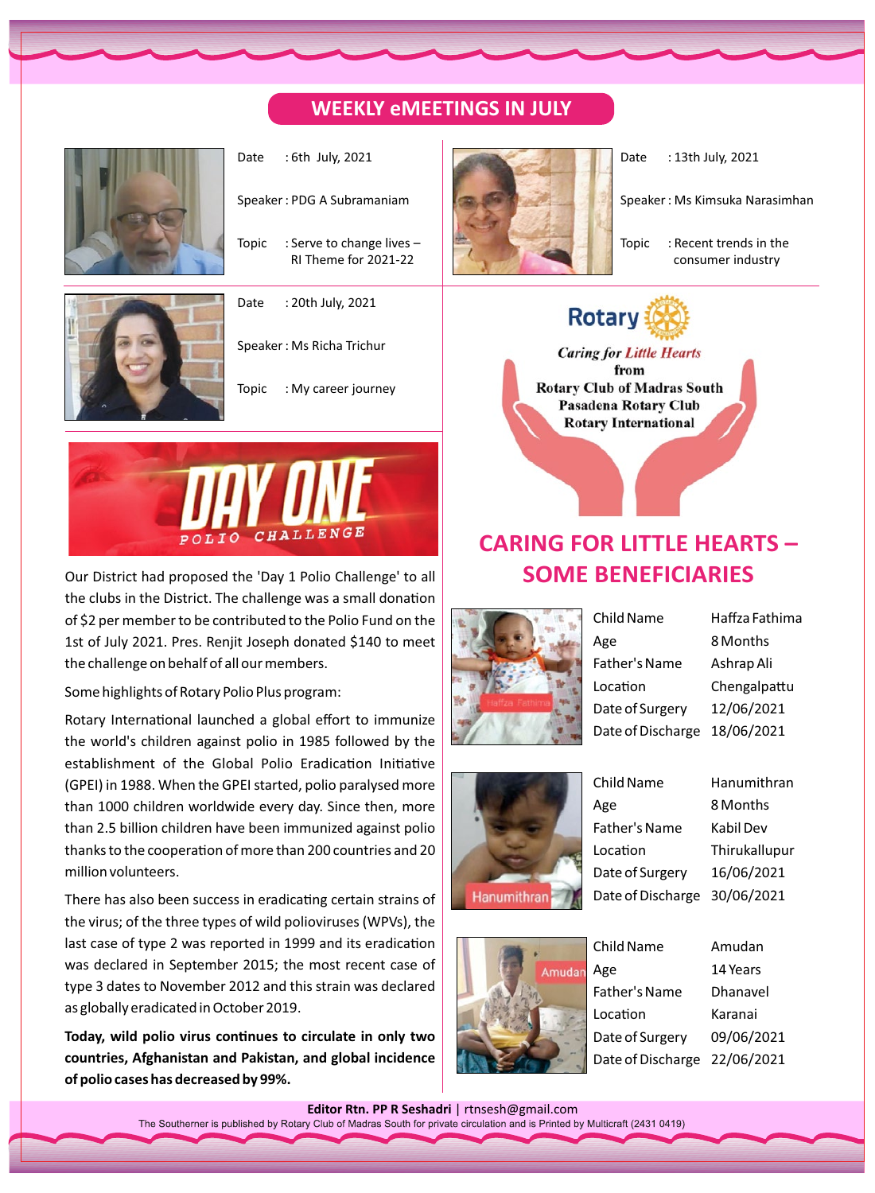## WEEKLY eMEETINGS IN JULY

Date : 6th July, 2021

Speaker : PDG A Subramaniam

Topic : Serve to change lives – RI Theme for 2021-22

Date : 13th July, 2021

Speaker : Ms Kimsuka Narasimhan

Topic : Recent trends in the consumer industry

Date : 20th July, 2021

Speaker : Ms Richa Trichur

Topic : My career journey

DAY ONE POLIO CHALLENGE

Our District had proposed the 'Day 1 Polio Challenge' to all the clubs in the District. The challenge was a small donation of $2 per member to be contributed to the Polio Fund on the 1st of July 2021. Pres. Renjit Joseph donated $140 to meet the challenge on behalf of all our members.

Some highlights of Rotary Polio Plus program:

Rotary International launched a global effort to immunize the world's children against polio in 1985 followed by the establishment of the Global Polio Eradication Initiative (GPEI) in 1988. When the GPEI started, polio paralysed more than 1000 children worldwide every day. Since then, more than 2.5 billion children have been immunized against polio thanks to the cooperation of more than 200 countries and 20 million volunteers.

There has also been success in eradicating certain strains of the virus; of the three types of wild polioviruses (WPVs), the last case of type 2 was reported in 1999 and its eradication was declared in September 2015; the most recent case of type 3 dates to November 2012 and this strain was declared as globally eradicated in October 2019.

**Today, wild polio virus continues to circulate in only two countries, Afghanistan and Pakistan, and global incidence of polio cases has decreased by 99%.**

Rotary

*Caring for Little Hearts*
from
Rotary Club of Madras South
Pasadena Rotary Club
Rotary International

## CARING FOR LITTLE HEARTS – SOME BENEFICIARIES

| | |
|---|---|
| Child Name | Haffza Fathima |
| Age | 8 Months |
| Father's Name | Ashrap Ali |
| Location | Chengalpattu |
| Date of Surgery | 12/06/2021 |
| Date of Discharge | 18/06/2021 |

| | |
|---|---|
| Child Name | Hanumithran |
| Age | 8 Months |
| Father's Name | Kabil Dev |
| Location | Thirukallupur |
| Date of Surgery | 16/06/2021 |
| Date of Discharge | 30/06/2021 |

| | |
|---|---|
| Child Name | Amudan |
| Age | 14 Years |
| Father's Name | Dhanavel |
| Location | Karanai |
| Date of Surgery | 09/06/2021 |
| Date of Discharge | 22/06/2021 |

**Editor Rtn. PP R Seshadri** | rtnsesh@gmail.com

The Southerner is published by Rotary Club of Madras South for private circulation and is Printed by Multicraft (2431 0419)